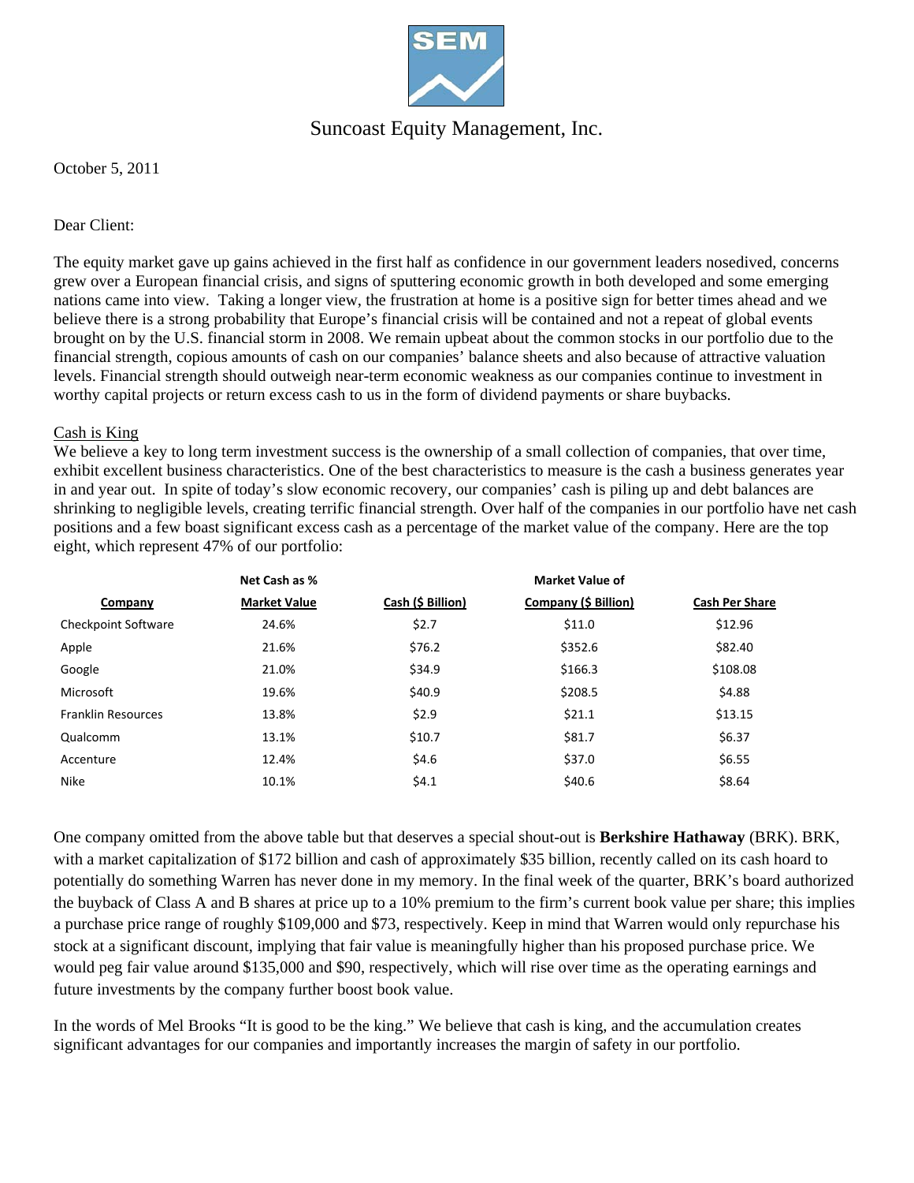# Suncoast Equity Management, Inc.

October 5, 2011

Dear Client:

The equity market gave up gains achieved in the first half as confidence in our government leaders nosedived, concerns grew over a European financial crisis, and signs of sputtering economic growth in both developed and some emerging nations came into view. Taking a longer view, the frustration at home is a positive sign for better times ahead and we believe there is a strong probability that Europe's financial crisis will be contained and not a repeat of global events brought on by the U.S. financial storm in 2008. We remain upbeat about the common stocks in our portfolio due to the financial strength, copious amounts of cash on our companies' balance sheets and also because of attractive valuation levels. Financial strength should outweigh near-term economic weakness as our companies continue to investment in worthy capital projects or return excess cash to us in the form of dividend payments or share buybacks.

## Cash is King

We believe a key to long term investment success is the ownership of a small collection of companies, that over time, exhibit excellent business characteristics. One of the best characteristics to measure is the cash a business generates year in and year out. In spite of today's slow economic recovery, our companies' cash is piling up and debt balances are shrinking to negligible levels, creating terrific financial strength. Over half of the companies in our portfolio have net cash positions and a few boast significant excess cash as a percentage of the market value of the company. Here are the top eight, which represent 47% of our portfolio:

| Company | Net Cash as % Market Value | Cash ($ Billion) | Market Value of Company ($ Billion) | Cash Per Share |
|---|---|---|---|---|
| Checkpoint Software | 24.6% | $2.7 | $11.0 | $12.96 |
| Apple | 21.6% | $76.2 | $352.6 | $82.40 |
| Google | 21.0% | $34.9 | $166.3 | $108.08 |
| Microsoft | 19.6% | $40.9 | $208.5 | $4.88 |
| Franklin Resources | 13.8% | $2.9 | $21.1 | $13.15 |
| Qualcomm | 13.1% | $10.7 | $81.7 | $6.37 |
| Accenture | 12.4% | $4.6 | $37.0 | $6.55 |
| Nike | 10.1% | $4.1 | $40.6 | $8.64 |

One company omitted from the above table but that deserves a special shout-out is **Berkshire Hathaway** (BRK). BRK, with a market capitalization of $172 billion and cash of approximately $35 billion, recently called on its cash hoard to potentially do something Warren has never done in my memory. In the final week of the quarter, BRK's board authorized the buyback of Class A and B shares at price up to a 10% premium to the firm's current book value per share; this implies a purchase price range of roughly $109,000 and $73, respectively. Keep in mind that Warren would only repurchase his stock at a significant discount, implying that fair value is meaningfully higher than his proposed purchase price. We would peg fair value around $135,000 and $90, respectively, which will rise over time as the operating earnings and future investments by the company further boost book value.

In the words of Mel Brooks "It is good to be the king." We believe that cash is king, and the accumulation creates significant advantages for our companies and importantly increases the margin of safety in our portfolio.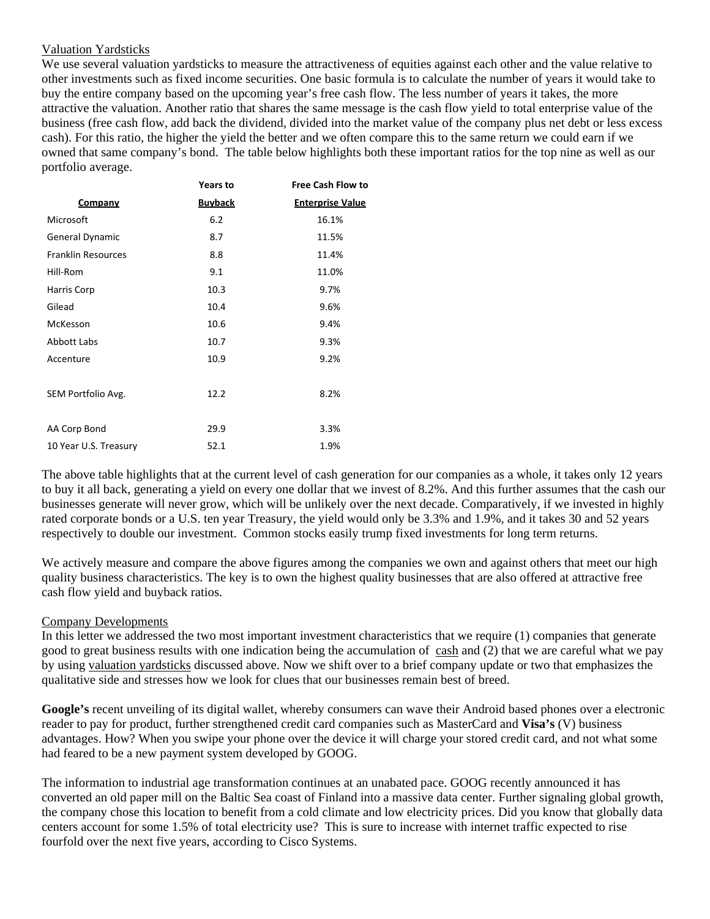Valuation Yardsticks

We use several valuation yardsticks to measure the attractiveness of equities against each other and the value relative to other investments such as fixed income securities. One basic formula is to calculate the number of years it would take to buy the entire company based on the upcoming year's free cash flow. The less number of years it takes, the more attractive the valuation. Another ratio that shares the same message is the cash flow yield to total enterprise value of the business (free cash flow, add back the dividend, divided into the market value of the company plus net debt or less excess cash). For this ratio, the higher the yield the better and we often compare this to the same return we could earn if we owned that same company's bond. The table below highlights both these important ratios for the top nine as well as our portfolio average.

| Company | Years to Buyback | Free Cash Flow to Enterprise Value |
|---|---|---|
| Microsoft | 6.2 | 16.1% |
| General Dynamic | 8.7 | 11.5% |
| Franklin Resources | 8.8 | 11.4% |
| Hill-Rom | 9.1 | 11.0% |
| Harris Corp | 10.3 | 9.7% |
| Gilead | 10.4 | 9.6% |
| McKesson | 10.6 | 9.4% |
| Abbott Labs | 10.7 | 9.3% |
| Accenture | 10.9 | 9.2% |
| SEM Portfolio Avg. | 12.2 | 8.2% |
| AA Corp Bond | 29.9 | 3.3% |
| 10 Year U.S. Treasury | 52.1 | 1.9% |

The above table highlights that at the current level of cash generation for our companies as a whole, it takes only 12 years to buy it all back, generating a yield on every one dollar that we invest of 8.2%. And this further assumes that the cash our businesses generate will never grow, which will be unlikely over the next decade. Comparatively, if we invested in highly rated corporate bonds or a U.S. ten year Treasury, the yield would only be 3.3% and 1.9%, and it takes 30 and 52 years respectively to double our investment. Common stocks easily trump fixed investments for long term returns.

We actively measure and compare the above figures among the companies we own and against others that meet our high quality business characteristics. The key is to own the highest quality businesses that are also offered at attractive free cash flow yield and buyback ratios.

Company Developments

In this letter we addressed the two most important investment characteristics that we require (1) companies that generate good to great business results with one indication being the accumulation of cash and (2) that we are careful what we pay by using valuation yardsticks discussed above. Now we shift over to a brief company update or two that emphasizes the qualitative side and stresses how we look for clues that our businesses remain best of breed.

**Google's** recent unveiling of its digital wallet, whereby consumers can wave their Android based phones over a electronic reader to pay for product, further strengthened credit card companies such as MasterCard and **Visa's** (V) business advantages. How? When you swipe your phone over the device it will charge your stored credit card, and not what some had feared to be a new payment system developed by GOOG.

The information to industrial age transformation continues at an unabated pace. GOOG recently announced it has converted an old paper mill on the Baltic Sea coast of Finland into a massive data center. Further signaling global growth, the company chose this location to benefit from a cold climate and low electricity prices. Did you know that globally data centers account for some 1.5% of total electricity use? This is sure to increase with internet traffic expected to rise fourfold over the next five years, according to Cisco Systems.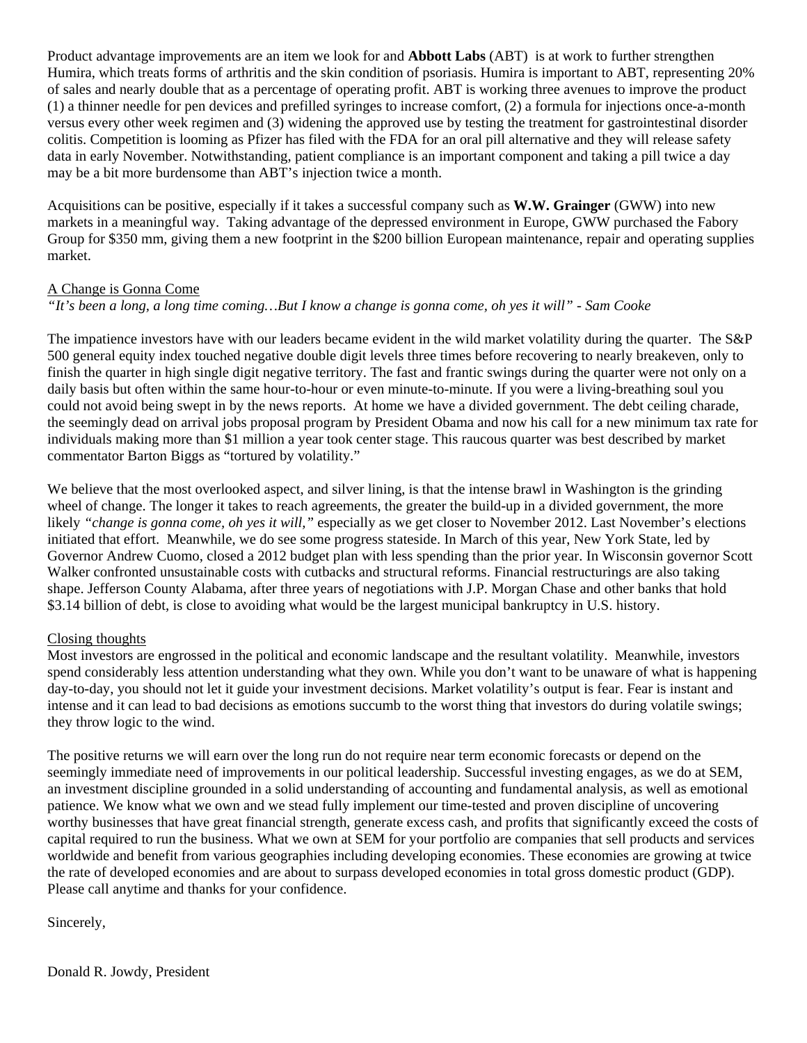Product advantage improvements are an item we look for and **Abbott Labs** (ABT) is at work to further strengthen Humira, which treats forms of arthritis and the skin condition of psoriasis. Humira is important to ABT, representing 20% of sales and nearly double that as a percentage of operating profit. ABT is working three avenues to improve the product (1) a thinner needle for pen devices and prefilled syringes to increase comfort, (2) a formula for injections once-a-month versus every other week regimen and (3) widening the approved use by testing the treatment for gastrointestinal disorder colitis. Competition is looming as Pfizer has filed with the FDA for an oral pill alternative and they will release safety data in early November. Notwithstanding, patient compliance is an important component and taking a pill twice a day may be a bit more burdensome than ABT's injection twice a month.

Acquisitions can be positive, especially if it takes a successful company such as **W.W. Grainger** (GWW) into new markets in a meaningful way. Taking advantage of the depressed environment in Europe, GWW purchased the Fabory Group for $350 mm, giving them a new footprint in the $200 billion European maintenance, repair and operating supplies market.

<u>A Change is Gonna Come</u>

*"It's been a long, a long time coming…But I know a change is gonna come, oh yes it will" - Sam Cooke*

The impatience investors have with our leaders became evident in the wild market volatility during the quarter. The S&P 500 general equity index touched negative double digit levels three times before recovering to nearly breakeven, only to finish the quarter in high single digit negative territory. The fast and frantic swings during the quarter were not only on a daily basis but often within the same hour-to-hour or even minute-to-minute. If you were a living-breathing soul you could not avoid being swept in by the news reports. At home we have a divided government. The debt ceiling charade, the seemingly dead on arrival jobs proposal program by President Obama and now his call for a new minimum tax rate for individuals making more than $1 million a year took center stage. This raucous quarter was best described by market commentator Barton Biggs as "tortured by volatility."

We believe that the most overlooked aspect, and silver lining, is that the intense brawl in Washington is the grinding wheel of change. The longer it takes to reach agreements, the greater the build-up in a divided government, the more likely *"change is gonna come, oh yes it will,"* especially as we get closer to November 2012. Last November's elections initiated that effort. Meanwhile, we do see some progress stateside. In March of this year, New York State, led by Governor Andrew Cuomo, closed a 2012 budget plan with less spending than the prior year. In Wisconsin governor Scott Walker confronted unsustainable costs with cutbacks and structural reforms. Financial restructurings are also taking shape. Jefferson County Alabama, after three years of negotiations with J.P. Morgan Chase and other banks that hold $3.14 billion of debt, is close to avoiding what would be the largest municipal bankruptcy in U.S. history.

<u>Closing thoughts</u>

Most investors are engrossed in the political and economic landscape and the resultant volatility. Meanwhile, investors spend considerably less attention understanding what they own. While you don't want to be unaware of what is happening day-to-day, you should not let it guide your investment decisions. Market volatility's output is fear. Fear is instant and intense and it can lead to bad decisions as emotions succumb to the worst thing that investors do during volatile swings; they throw logic to the wind.

The positive returns we will earn over the long run do not require near term economic forecasts or depend on the seemingly immediate need of improvements in our political leadership. Successful investing engages, as we do at SEM, an investment discipline grounded in a solid understanding of accounting and fundamental analysis, as well as emotional patience. We know what we own and we stead fully implement our time-tested and proven discipline of uncovering worthy businesses that have great financial strength, generate excess cash, and profits that significantly exceed the costs of capital required to run the business. What we own at SEM for your portfolio are companies that sell products and services worldwide and benefit from various geographies including developing economies. These economies are growing at twice the rate of developed economies and are about to surpass developed economies in total gross domestic product (GDP). Please call anytime and thanks for your confidence.

Sincerely,

Donald R. Jowdy, President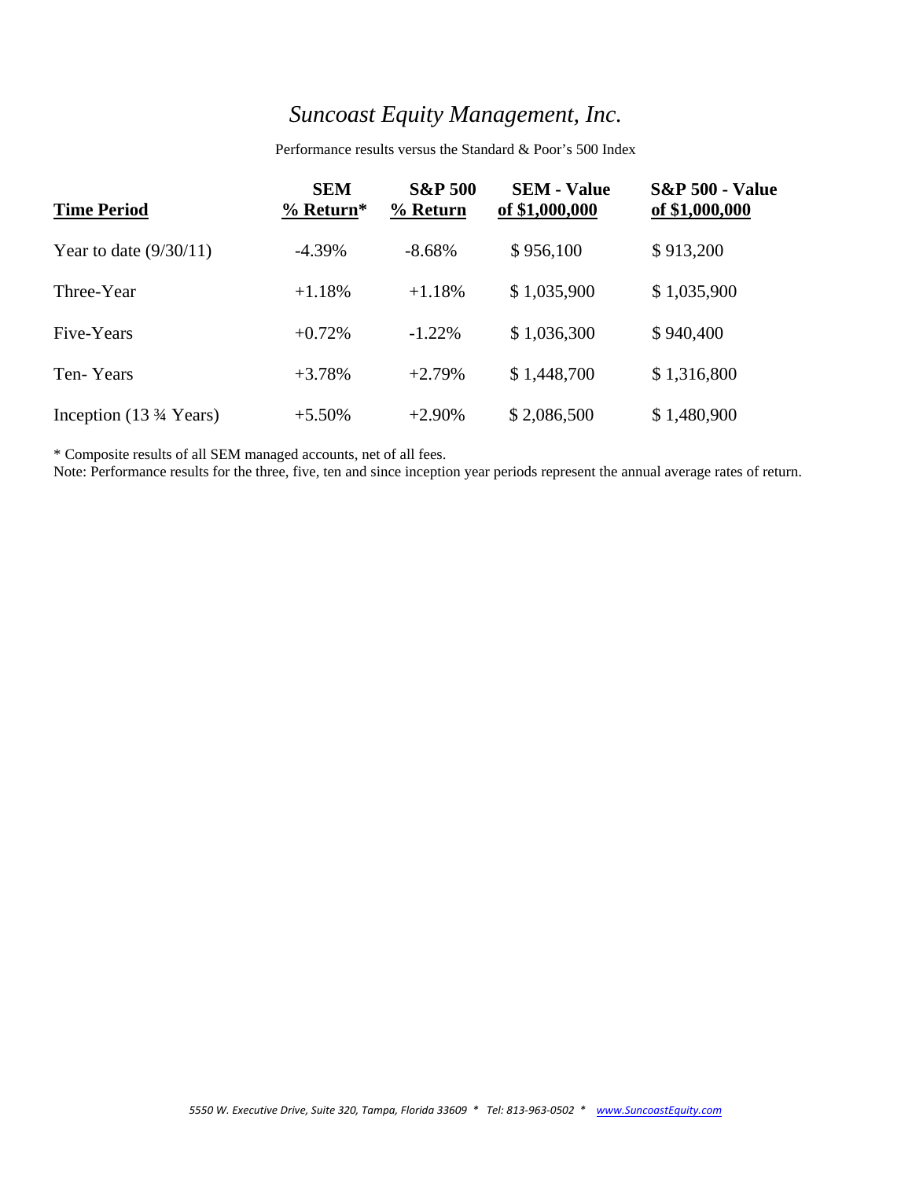# *Suncoast Equity Management, Inc.*

Performance results versus the Standard & Poor's 500 Index

| **Time Period** | **SEM % Return*** | **S&P 500 % Return** | **SEM - Value of $1,000,000** | **S&P 500 - Value of $1,000,000** |
|---|---|---|---|---|
| Year to date (9/30/11) | -4.39% | -8.68% | $ 956,100 | $ 913,200 |
| Three-Year | +1.18% | +1.18% | $ 1,035,900 | $ 1,035,900 |
| Five-Years | +0.72% | -1.22% | $ 1,036,300 | $ 940,400 |
| Ten- Years | +3.78% | +2.79% | $ 1,448,700 | $ 1,316,800 |
| Inception (13 ¾ Years) | +5.50% | +2.90% | $ 2,086,500 | $ 1,480,900 |

* Composite results of all SEM managed accounts, net of all fees.
Note: Performance results for the three, five, ten and since inception year periods represent the annual average rates of return.

*5550 W. Executive Drive, Suite 320, Tampa, Florida 33609 * Tel: 813-963-0502 * www.SuncoastEquity.com*